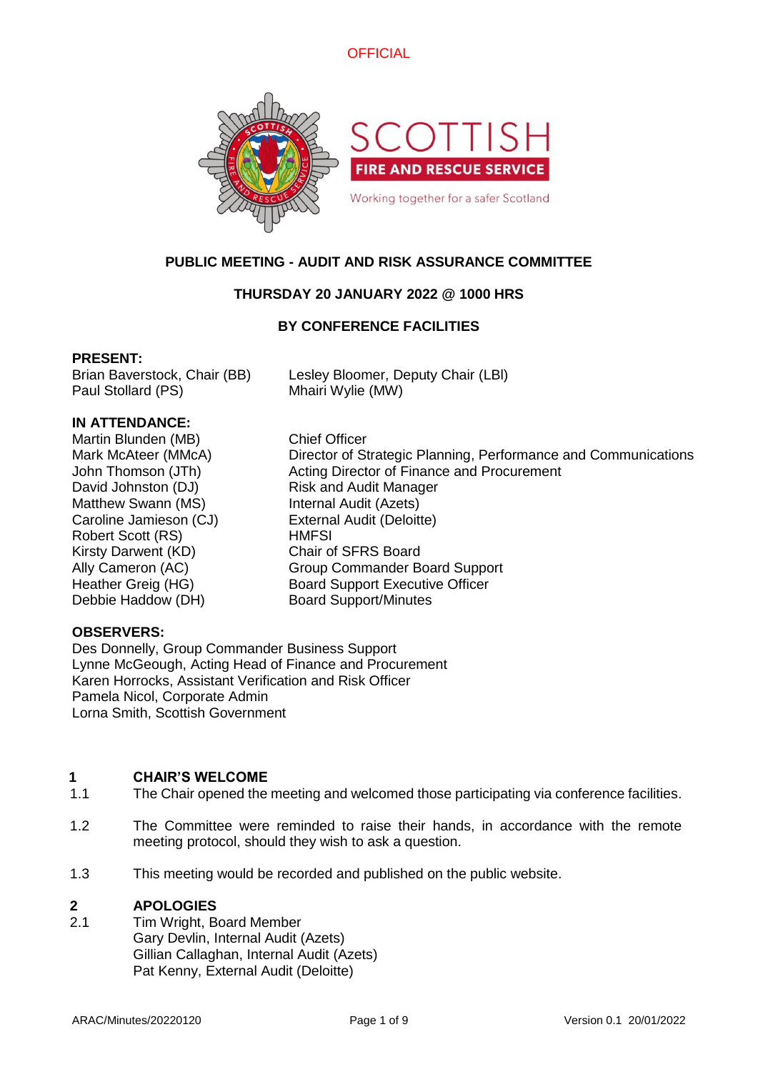OFFICIAL

SCOTTISH
FIRE AND RESCUE SERVICE
Working together for a safer Scotland

# PUBLIC MEETING - AUDIT AND RISK ASSURANCE COMMITTEE

## THURSDAY 20 JANUARY 2022 @ 1000 HRS

## BY CONFERENCE FACILITIES

**PRESENT:**

Brian Baverstock, Chair (BB)
Lesley Bloomer, Deputy Chair (LBl)
Paul Stollard (PS)
Mhairi Wylie (MW)

**IN ATTENDANCE:**

| | |
|---|---|
| Martin Blunden (MB) | Chief Officer |
| Mark McAteer (MMcA) | Director of Strategic Planning, Performance and Communications |
| John Thomson (JTh) | Acting Director of Finance and Procurement |
| David Johnston (DJ) | Risk and Audit Manager |
| Matthew Swann (MS) | Internal Audit (Azets) |
| Caroline Jamieson (CJ) | External Audit (Deloitte) |
| Robert Scott (RS) | HMFSI |
| Kirsty Darwent (KD) | Chair of SFRS Board |
| Ally Cameron (AC) | Group Commander Board Support |
| Heather Greig (HG) | Board Support Executive Officer |
| Debbie Haddow (DH) | Board Support/Minutes |

**OBSERVERS:**

Des Donnelly, Group Commander Business Support
Lynne McGeough, Acting Head of Finance and Procurement
Karen Horrocks, Assistant Verification and Risk Officer
Pamela Nicol, Corporate Admin
Lorna Smith, Scottish Government

**1 CHAIR'S WELCOME**

1.1 The Chair opened the meeting and welcomed those participating via conference facilities.

1.2 The Committee were reminded to raise their hands, in accordance with the remote meeting protocol, should they wish to ask a question.

1.3 This meeting would be recorded and published on the public website.

**2 APOLOGIES**

2.1 Tim Wright, Board Member
Gary Devlin, Internal Audit (Azets)
Gillian Callaghan, Internal Audit (Azets)
Pat Kenny, External Audit (Deloitte)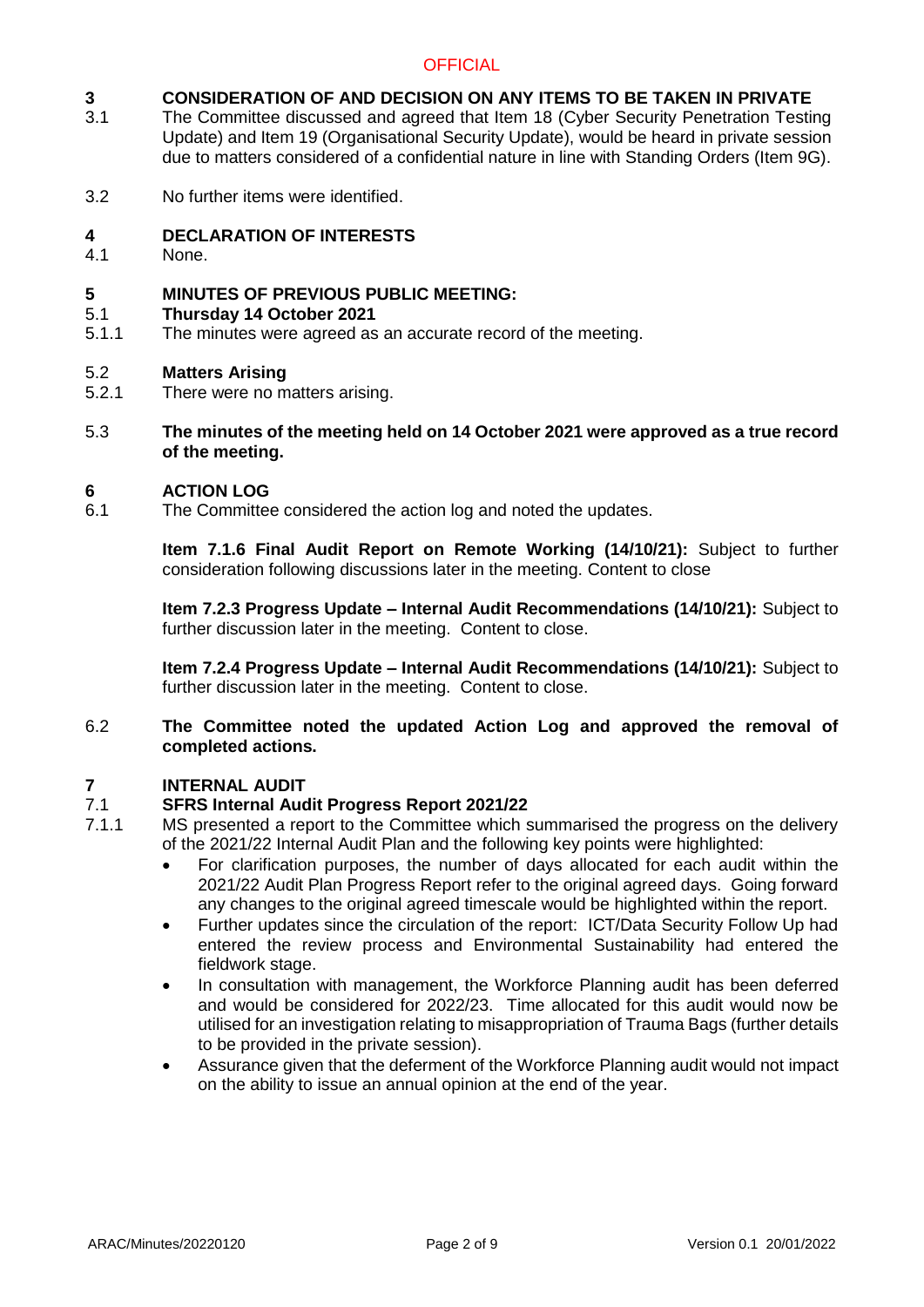**3 CONSIDERATION OF AND DECISION ON ANY ITEMS TO BE TAKEN IN PRIVATE**

3.1 The Committee discussed and agreed that Item 18 (Cyber Security Penetration Testing Update) and Item 19 (Organisational Security Update), would be heard in private session due to matters considered of a confidential nature in line with Standing Orders (Item 9G).

3.2 No further items were identified.

**4 DECLARATION OF INTERESTS**

4.1 None.

**5 MINUTES OF PREVIOUS PUBLIC MEETING:**

5.1 **Thursday 14 October 2021**

5.1.1 The minutes were agreed as an accurate record of the meeting.

5.2 **Matters Arising**

5.2.1 There were no matters arising.

5.3 **The minutes of the meeting held on 14 October 2021 were approved as a true record of the meeting.**

**6 ACTION LOG**

6.1 The Committee considered the action log and noted the updates.

**Item 7.1.6 Final Audit Report on Remote Working (14/10/21):** Subject to further consideration following discussions later in the meeting. Content to close

**Item 7.2.3 Progress Update – Internal Audit Recommendations (14/10/21):** Subject to further discussion later in the meeting. Content to close.

**Item 7.2.4 Progress Update – Internal Audit Recommendations (14/10/21):** Subject to further discussion later in the meeting. Content to close.

6.2 **The Committee noted the updated Action Log and approved the removal of completed actions.**

**7 INTERNAL AUDIT**

7.1 **SFRS Internal Audit Progress Report 2021/22**

7.1.1 MS presented a report to the Committee which summarised the progress on the delivery of the 2021/22 Internal Audit Plan and the following key points were highlighted:

- For clarification purposes, the number of days allocated for each audit within the 2021/22 Audit Plan Progress Report refer to the original agreed days. Going forward any changes to the original agreed timescale would be highlighted within the report.
- Further updates since the circulation of the report: ICT/Data Security Follow Up had entered the review process and Environmental Sustainability had entered the fieldwork stage.
- In consultation with management, the Workforce Planning audit has been deferred and would be considered for 2022/23. Time allocated for this audit would now be utilised for an investigation relating to misappropriation of Trauma Bags (further details to be provided in the private session).
- Assurance given that the deferment of the Workforce Planning audit would not impact on the ability to issue an annual opinion at the end of the year.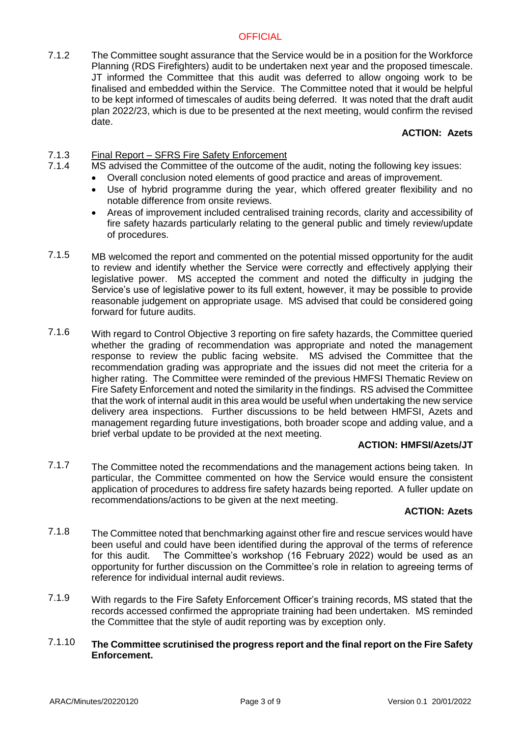7.1.2 The Committee sought assurance that the Service would be in a position for the Workforce Planning (RDS Firefighters) audit to be undertaken next year and the proposed timescale. JT informed the Committee that this audit was deferred to allow ongoing work to be finalised and embedded within the Service. The Committee noted that it would be helpful to be kept informed of timescales of audits being deferred. It was noted that the draft audit plan 2022/23, which is due to be presented at the next meeting, would confirm the revised date.

**ACTION: Azets**

7.1.3 Final Report – SFRS Fire Safety Enforcement

7.1.4 MS advised the Committee of the outcome of the audit, noting the following key issues:

- Overall conclusion noted elements of good practice and areas of improvement.
- Use of hybrid programme during the year, which offered greater flexibility and no notable difference from onsite reviews.
- Areas of improvement included centralised training records, clarity and accessibility of fire safety hazards particularly relating to the general public and timely review/update of procedures.

7.1.5 MB welcomed the report and commented on the potential missed opportunity for the audit to review and identify whether the Service were correctly and effectively applying their legislative power. MS accepted the comment and noted the difficulty in judging the Service's use of legislative power to its full extent, however, it may be possible to provide reasonable judgement on appropriate usage. MS advised that could be considered going forward for future audits.

7.1.6 With regard to Control Objective 3 reporting on fire safety hazards, the Committee queried whether the grading of recommendation was appropriate and noted the management response to review the public facing website. MS advised the Committee that the recommendation grading was appropriate and the issues did not meet the criteria for a higher rating. The Committee were reminded of the previous HMFSI Thematic Review on Fire Safety Enforcement and noted the similarity in the findings. RS advised the Committee that the work of internal audit in this area would be useful when undertaking the new service delivery area inspections. Further discussions to be held between HMFSI, Azets and management regarding future investigations, both broader scope and adding value, and a brief verbal update to be provided at the next meeting.

**ACTION: HMFSI/Azets/JT**

7.1.7 The Committee noted the recommendations and the management actions being taken. In particular, the Committee commented on how the Service would ensure the consistent application of procedures to address fire safety hazards being reported. A fuller update on recommendations/actions to be given at the next meeting.

**ACTION: Azets**

7.1.8 The Committee noted that benchmarking against other fire and rescue services would have been useful and could have been identified during the approval of the terms of reference for this audit. The Committee's workshop (16 February 2022) would be used as an opportunity for further discussion on the Committee's role in relation to agreeing terms of reference for individual internal audit reviews.

7.1.9 With regards to the Fire Safety Enforcement Officer's training records, MS stated that the records accessed confirmed the appropriate training had been undertaken. MS reminded the Committee that the style of audit reporting was by exception only.

7.1.10 **The Committee scrutinised the progress report and the final report on the Fire Safety Enforcement.**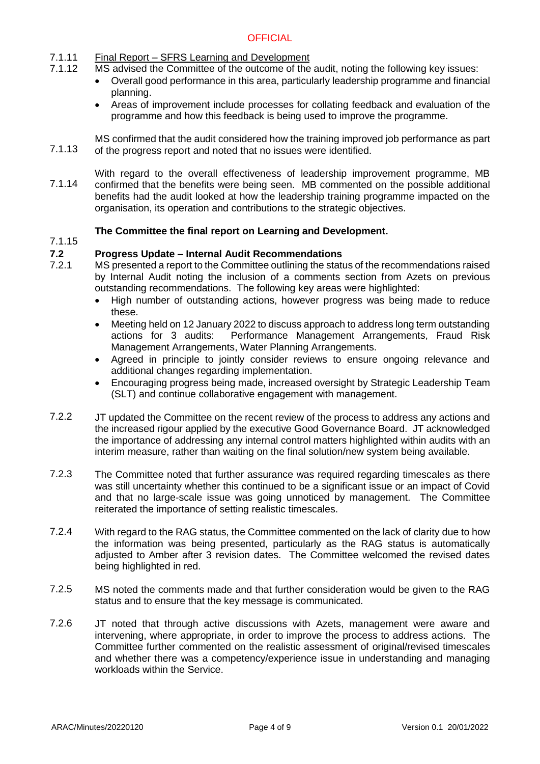7.1.11 Final Report – SFRS Learning and Development

7.1.12 MS advised the Committee of the outcome of the audit, noting the following key issues:

- Overall good performance in this area, particularly leadership programme and financial planning.
- Areas of improvement include processes for collating feedback and evaluation of the programme and how this feedback is being used to improve the programme.

7.1.13 MS confirmed that the audit considered how the training improved job performance as part of the progress report and noted that no issues were identified.

7.1.14 With regard to the overall effectiveness of leadership improvement programme, MB confirmed that the benefits were being seen. MB commented on the possible additional benefits had the audit looked at how the leadership training programme impacted on the organisation, its operation and contributions to the strategic objectives.

7.1.15 **The Committee the final report on Learning and Development.**

**7.2 Progress Update – Internal Audit Recommendations**

7.2.1 MS presented a report to the Committee outlining the status of the recommendations raised by Internal Audit noting the inclusion of a comments section from Azets on previous outstanding recommendations. The following key areas were highlighted:

- High number of outstanding actions, however progress was being made to reduce these.
- Meeting held on 12 January 2022 to discuss approach to address long term outstanding actions for 3 audits: Performance Management Arrangements, Fraud Risk Management Arrangements, Water Planning Arrangements.
- Agreed in principle to jointly consider reviews to ensure ongoing relevance and additional changes regarding implementation.
- Encouraging progress being made, increased oversight by Strategic Leadership Team (SLT) and continue collaborative engagement with management.

7.2.2 JT updated the Committee on the recent review of the process to address any actions and the increased rigour applied by the executive Good Governance Board. JT acknowledged the importance of addressing any internal control matters highlighted within audits with an interim measure, rather than waiting on the final solution/new system being available.

7.2.3 The Committee noted that further assurance was required regarding timescales as there was still uncertainty whether this continued to be a significant issue or an impact of Covid and that no large-scale issue was going unnoticed by management. The Committee reiterated the importance of setting realistic timescales.

7.2.4 With regard to the RAG status, the Committee commented on the lack of clarity due to how the information was being presented, particularly as the RAG status is automatically adjusted to Amber after 3 revision dates. The Committee welcomed the revised dates being highlighted in red.

7.2.5 MS noted the comments made and that further consideration would be given to the RAG status and to ensure that the key message is communicated.

7.2.6 JT noted that through active discussions with Azets, management were aware and intervening, where appropriate, in order to improve the process to address actions. The Committee further commented on the realistic assessment of original/revised timescales and whether there was a competency/experience issue in understanding and managing workloads within the Service.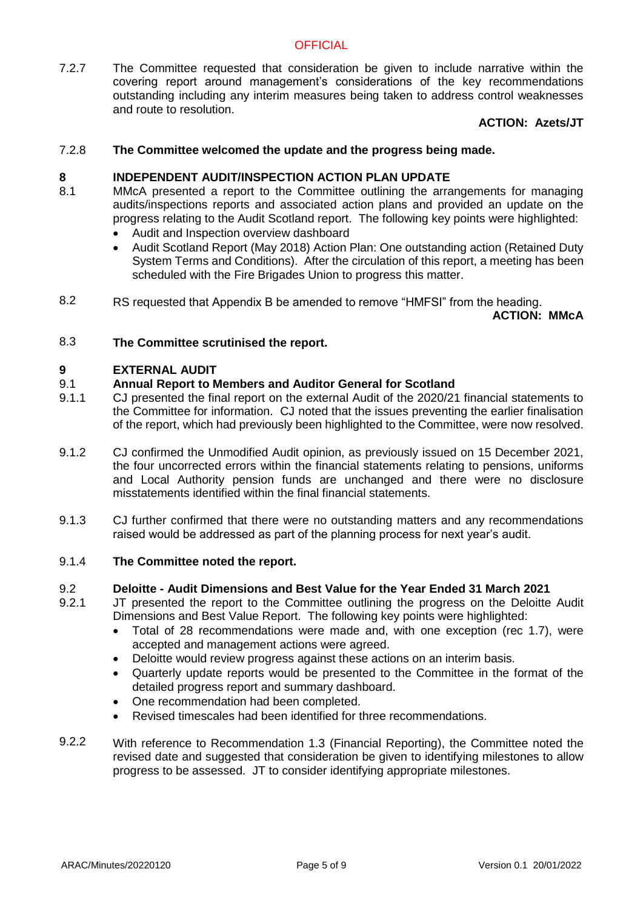7.2.7 The Committee requested that consideration be given to include narrative within the covering report around management's considerations of the key recommendations outstanding including any interim measures being taken to address control weaknesses and route to resolution.

**ACTION: Azets/JT**

7.2.8 **The Committee welcomed the update and the progress being made.**

## 8 INDEPENDENT AUDIT/INSPECTION ACTION PLAN UPDATE

8.1 MMcA presented a report to the Committee outlining the arrangements for managing audits/inspections reports and associated action plans and provided an update on the progress relating to the Audit Scotland report. The following key points were highlighted:

- Audit and Inspection overview dashboard
- Audit Scotland Report (May 2018) Action Plan: One outstanding action (Retained Duty System Terms and Conditions). After the circulation of this report, a meeting has been scheduled with the Fire Brigades Union to progress this matter.

8.2 RS requested that Appendix B be amended to remove "HMFSI" from the heading.

**ACTION: MMcA**

8.3 **The Committee scrutinised the report.**

## 9 EXTERNAL AUDIT

### 9.1 Annual Report to Members and Auditor General for Scotland

9.1.1 CJ presented the final report on the external Audit of the 2020/21 financial statements to the Committee for information. CJ noted that the issues preventing the earlier finalisation of the report, which had previously been highlighted to the Committee, were now resolved.

9.1.2 CJ confirmed the Unmodified Audit opinion, as previously issued on 15 December 2021, the four uncorrected errors within the financial statements relating to pensions, uniforms and Local Authority pension funds are unchanged and there were no disclosure misstatements identified within the final financial statements.

9.1.3 CJ further confirmed that there were no outstanding matters and any recommendations raised would be addressed as part of the planning process for next year's audit.

9.1.4 **The Committee noted the report.**

### 9.2 Deloitte - Audit Dimensions and Best Value for the Year Ended 31 March 2021

9.2.1 JT presented the report to the Committee outlining the progress on the Deloitte Audit Dimensions and Best Value Report. The following key points were highlighted:

- Total of 28 recommendations were made and, with one exception (rec 1.7), were accepted and management actions were agreed.
- Deloitte would review progress against these actions on an interim basis.
- Quarterly update reports would be presented to the Committee in the format of the detailed progress report and summary dashboard.
- One recommendation had been completed.
- Revised timescales had been identified for three recommendations.

9.2.2 With reference to Recommendation 1.3 (Financial Reporting), the Committee noted the revised date and suggested that consideration be given to identifying milestones to allow progress to be assessed. JT to consider identifying appropriate milestones.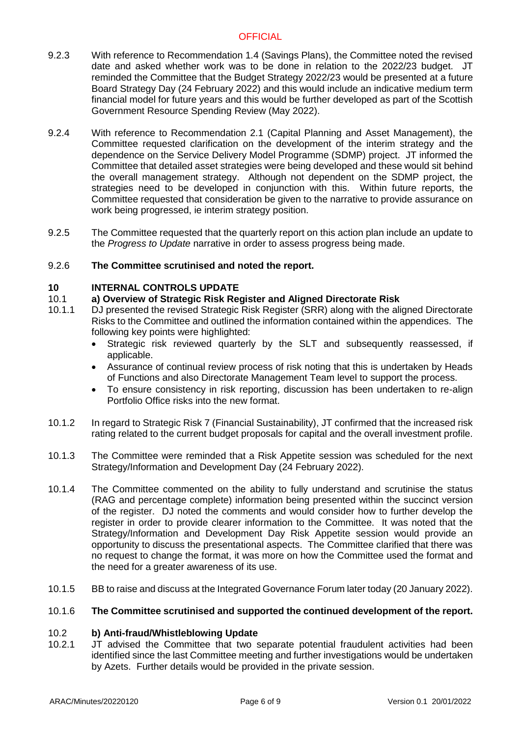9.2.3 With reference to Recommendation 1.4 (Savings Plans), the Committee noted the revised date and asked whether work was to be done in relation to the 2022/23 budget. JT reminded the Committee that the Budget Strategy 2022/23 would be presented at a future Board Strategy Day (24 February 2022) and this would include an indicative medium term financial model for future years and this would be further developed as part of the Scottish Government Resource Spending Review (May 2022).

9.2.4 With reference to Recommendation 2.1 (Capital Planning and Asset Management), the Committee requested clarification on the development of the interim strategy and the dependence on the Service Delivery Model Programme (SDMP) project. JT informed the Committee that detailed asset strategies were being developed and these would sit behind the overall management strategy. Although not dependent on the SDMP project, the strategies need to be developed in conjunction with this. Within future reports, the Committee requested that consideration be given to the narrative to provide assurance on work being progressed, ie interim strategy position.

9.2.5 The Committee requested that the quarterly report on this action plan include an update to the *Progress to Update* narrative in order to assess progress being made.

9.2.6 **The Committee scrutinised and noted the report.**

## 10 INTERNAL CONTROLS UPDATE

### 10.1 a) Overview of Strategic Risk Register and Aligned Directorate Risk

10.1.1 DJ presented the revised Strategic Risk Register (SRR) along with the aligned Directorate Risks to the Committee and outlined the information contained within the appendices. The following key points were highlighted:

- Strategic risk reviewed quarterly by the SLT and subsequently reassessed, if applicable.
- Assurance of continual review process of risk noting that this is undertaken by Heads of Functions and also Directorate Management Team level to support the process.
- To ensure consistency in risk reporting, discussion has been undertaken to re-align Portfolio Office risks into the new format.

10.1.2 In regard to Strategic Risk 7 (Financial Sustainability), JT confirmed that the increased risk rating related to the current budget proposals for capital and the overall investment profile.

10.1.3 The Committee were reminded that a Risk Appetite session was scheduled for the next Strategy/Information and Development Day (24 February 2022).

10.1.4 The Committee commented on the ability to fully understand and scrutinise the status (RAG and percentage complete) information being presented within the succinct version of the register. DJ noted the comments and would consider how to further develop the register in order to provide clearer information to the Committee. It was noted that the Strategy/Information and Development Day Risk Appetite session would provide an opportunity to discuss the presentational aspects. The Committee clarified that there was no request to change the format, it was more on how the Committee used the format and the need for a greater awareness of its use.

10.1.5 BB to raise and discuss at the Integrated Governance Forum later today (20 January 2022).

10.1.6 **The Committee scrutinised and supported the continued development of the report.**

### 10.2 b) Anti-fraud/Whistleblowing Update

10.2.1 JT advised the Committee that two separate potential fraudulent activities had been identified since the last Committee meeting and further investigations would be undertaken by Azets. Further details would be provided in the private session.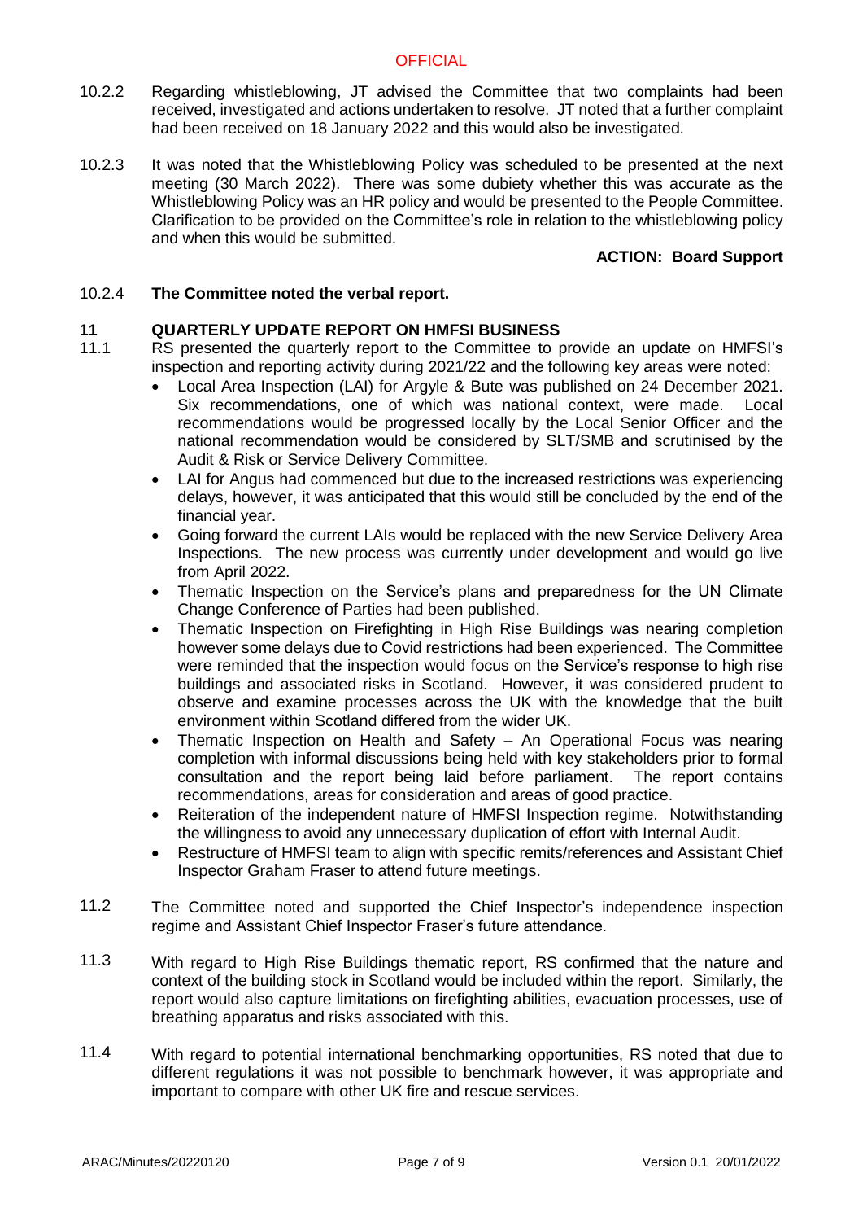10.2.2 Regarding whistleblowing, JT advised the Committee that two complaints had been received, investigated and actions undertaken to resolve. JT noted that a further complaint had been received on 18 January 2022 and this would also be investigated.

10.2.3 It was noted that the Whistleblowing Policy was scheduled to be presented at the next meeting (30 March 2022). There was some dubiety whether this was accurate as the Whistleblowing Policy was an HR policy and would be presented to the People Committee. Clarification to be provided on the Committee's role in relation to the whistleblowing policy and when this would be submitted.

**ACTION: Board Support**

10.2.4 **The Committee noted the verbal report.**

## 11 QUARTERLY UPDATE REPORT ON HMFSI BUSINESS

11.1 RS presented the quarterly report to the Committee to provide an update on HMFSI's inspection and reporting activity during 2021/22 and the following key areas were noted:

- Local Area Inspection (LAI) for Argyle & Bute was published on 24 December 2021. Six recommendations, one of which was national context, were made. Local recommendations would be progressed locally by the Local Senior Officer and the national recommendation would be considered by SLT/SMB and scrutinised by the Audit & Risk or Service Delivery Committee.
- LAI for Angus had commenced but due to the increased restrictions was experiencing delays, however, it was anticipated that this would still be concluded by the end of the financial year.
- Going forward the current LAIs would be replaced with the new Service Delivery Area Inspections. The new process was currently under development and would go live from April 2022.
- Thematic Inspection on the Service's plans and preparedness for the UN Climate Change Conference of Parties had been published.
- Thematic Inspection on Firefighting in High Rise Buildings was nearing completion however some delays due to Covid restrictions had been experienced. The Committee were reminded that the inspection would focus on the Service's response to high rise buildings and associated risks in Scotland. However, it was considered prudent to observe and examine processes across the UK with the knowledge that the built environment within Scotland differed from the wider UK.
- Thematic Inspection on Health and Safety – An Operational Focus was nearing completion with informal discussions being held with key stakeholders prior to formal consultation and the report being laid before parliament. The report contains recommendations, areas for consideration and areas of good practice.
- Reiteration of the independent nature of HMFSI Inspection regime. Notwithstanding the willingness to avoid any unnecessary duplication of effort with Internal Audit.
- Restructure of HMFSI team to align with specific remits/references and Assistant Chief Inspector Graham Fraser to attend future meetings.

11.2 The Committee noted and supported the Chief Inspector's independence inspection regime and Assistant Chief Inspector Fraser's future attendance.

11.3 With regard to High Rise Buildings thematic report, RS confirmed that the nature and context of the building stock in Scotland would be included within the report. Similarly, the report would also capture limitations on firefighting abilities, evacuation processes, use of breathing apparatus and risks associated with this.

11.4 With regard to potential international benchmarking opportunities, RS noted that due to different regulations it was not possible to benchmark however, it was appropriate and important to compare with other UK fire and rescue services.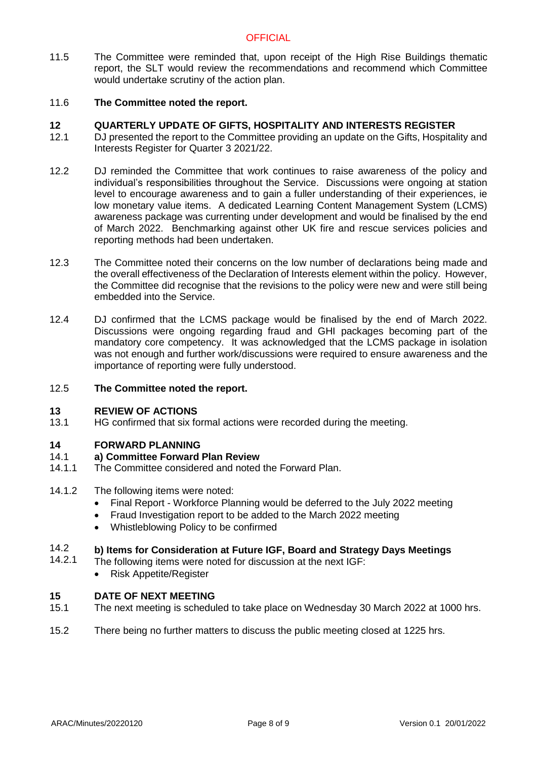11.5 The Committee were reminded that, upon receipt of the High Rise Buildings thematic report, the SLT would review the recommendations and recommend which Committee would undertake scrutiny of the action plan.

11.6 **The Committee noted the report.**

## 12 QUARTERLY UPDATE OF GIFTS, HOSPITALITY AND INTERESTS REGISTER

12.1 DJ presented the report to the Committee providing an update on the Gifts, Hospitality and Interests Register for Quarter 3 2021/22.

12.2 DJ reminded the Committee that work continues to raise awareness of the policy and individual's responsibilities throughout the Service. Discussions were ongoing at station level to encourage awareness and to gain a fuller understanding of their experiences, ie low monetary value items. A dedicated Learning Content Management System (LCMS) awareness package was currenting under development and would be finalised by the end of March 2022. Benchmarking against other UK fire and rescue services policies and reporting methods had been undertaken.

12.3 The Committee noted their concerns on the low number of declarations being made and the overall effectiveness of the Declaration of Interests element within the policy. However, the Committee did recognise that the revisions to the policy were new and were still being embedded into the Service.

12.4 DJ confirmed that the LCMS package would be finalised by the end of March 2022. Discussions were ongoing regarding fraud and GHI packages becoming part of the mandatory core competency. It was acknowledged that the LCMS package in isolation was not enough and further work/discussions were required to ensure awareness and the importance of reporting were fully understood.

12.5 **The Committee noted the report.**

## 13 REVIEW OF ACTIONS

13.1 HG confirmed that six formal actions were recorded during the meeting.

## 14 FORWARD PLANNING

### 14.1 a) Committee Forward Plan Review

14.1.1 The Committee considered and noted the Forward Plan.

14.1.2 The following items were noted:

- Final Report - Workforce Planning would be deferred to the July 2022 meeting
- Fraud Investigation report to be added to the March 2022 meeting
- Whistleblowing Policy to be confirmed

### 14.2 b) Items for Consideration at Future IGF, Board and Strategy Days Meetings

14.2.1 The following items were noted for discussion at the next IGF:

- Risk Appetite/Register

## 15 DATE OF NEXT MEETING

15.1 The next meeting is scheduled to take place on Wednesday 30 March 2022 at 1000 hrs.

15.2 There being no further matters to discuss the public meeting closed at 1225 hrs.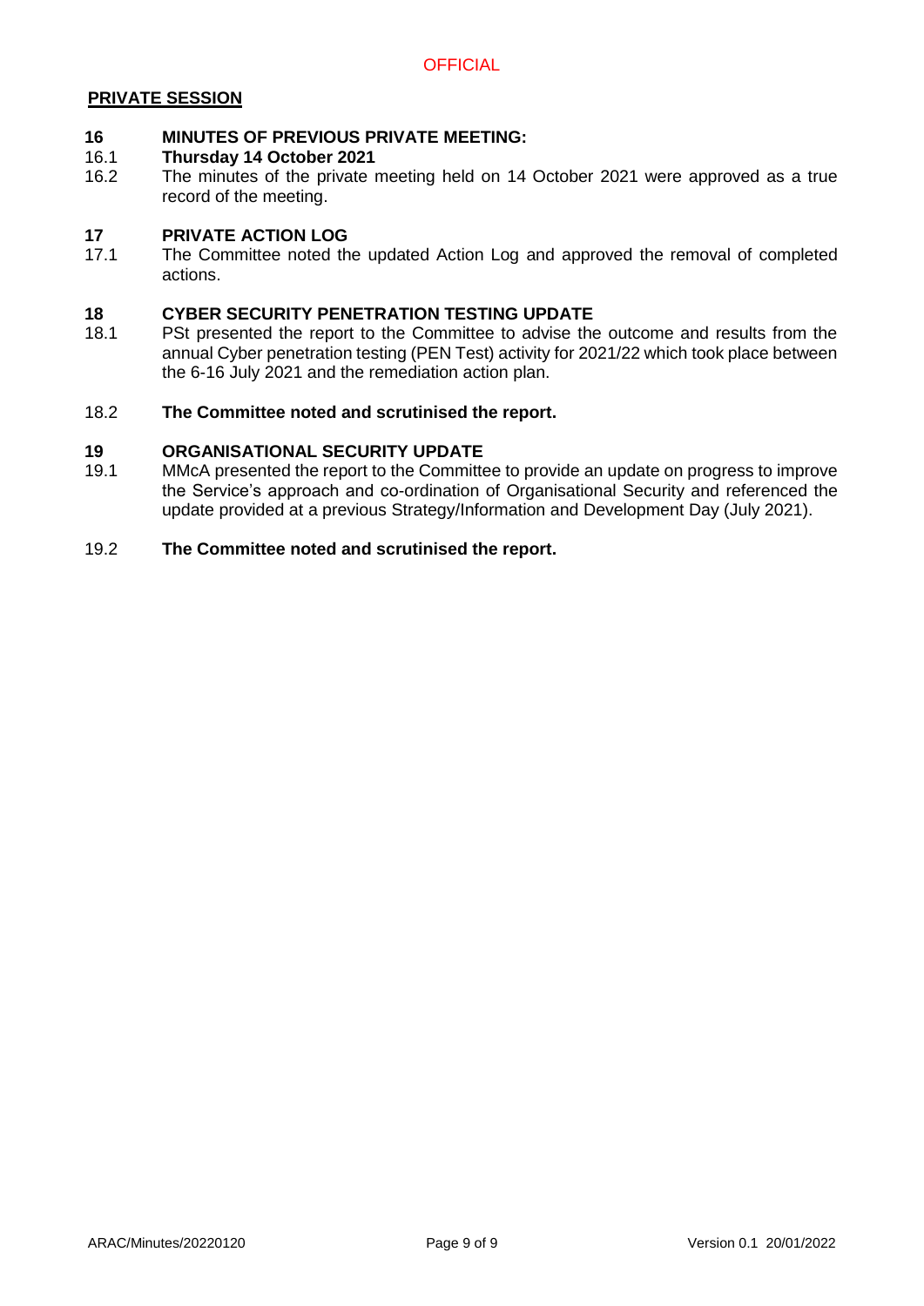## PRIVATE SESSION

**16 MINUTES OF PREVIOUS PRIVATE MEETING:**

16.1 **Thursday 14 October 2021**

16.2 The minutes of the private meeting held on 14 October 2021 were approved as a true record of the meeting.

**17 PRIVATE ACTION LOG**

17.1 The Committee noted the updated Action Log and approved the removal of completed actions.

**18 CYBER SECURITY PENETRATION TESTING UPDATE**

18.1 PSt presented the report to the Committee to advise the outcome and results from the annual Cyber penetration testing (PEN Test) activity for 2021/22 which took place between the 6-16 July 2021 and the remediation action plan.

18.2 **The Committee noted and scrutinised the report.**

**19 ORGANISATIONAL SECURITY UPDATE**

19.1 MMcA presented the report to the Committee to provide an update on progress to improve the Service's approach and co-ordination of Organisational Security and referenced the update provided at a previous Strategy/Information and Development Day (July 2021).

19.2 **The Committee noted and scrutinised the report.**